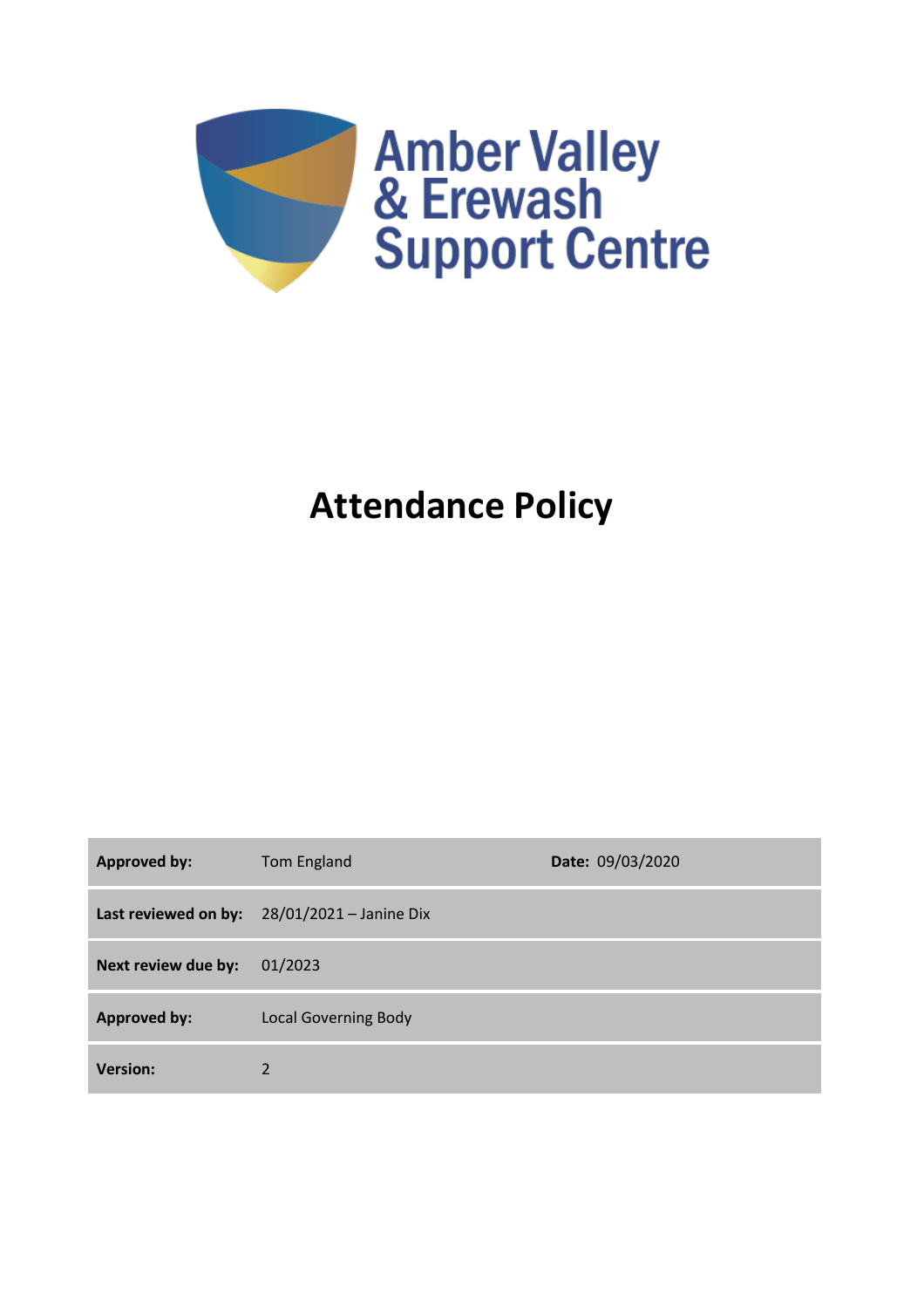Amber Valley & Erewash Support Centre

# Attendance Policy

| **Approved by:** | Tom England | **Date:** 09/03/2020 |
|---|---|---|
| **Last reviewed on by:** | 28/01/2021 – Janine Dix | |
| **Next review due by:** | 01/2023 | |
| **Approved by:** | Local Governing Body | |
| **Version:** | 2 | |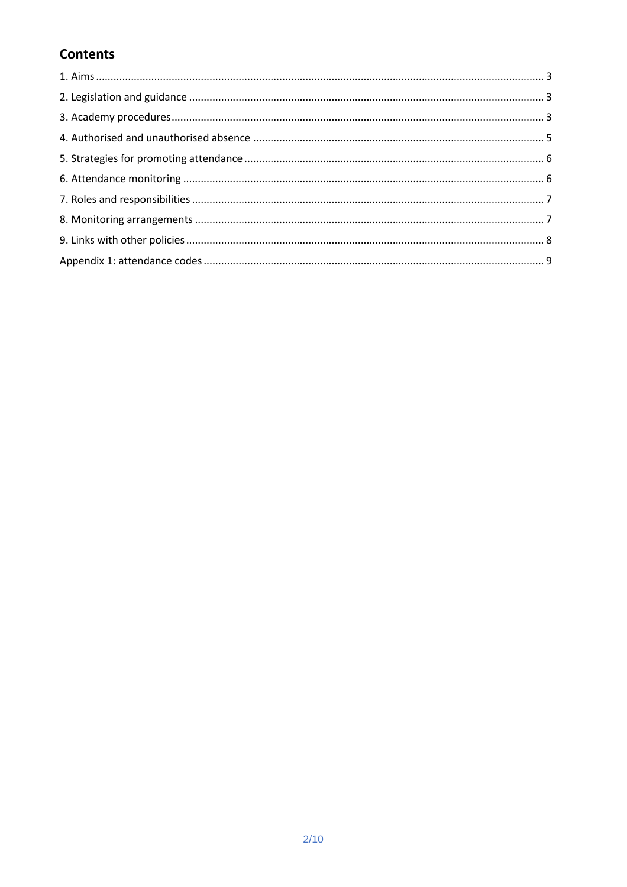## Contents

1. Aims ........................................................................................................................................ 3
2. Legislation and guidance ......................................................................................................... 3
3. Academy procedures ............................................................................................................... 3
4. Authorised and unauthorised absence ...................................................................................... 5
5. Strategies for promoting attendance ........................................................................................ 6
6. Attendance monitoring ........................................................................................................... 6
7. Roles and responsibilities ........................................................................................................ 7
8. Monitoring arrangements ........................................................................................................ 7
9. Links with other policies .......................................................................................................... 8

Appendix 1: attendance codes ..................................................................................................... 9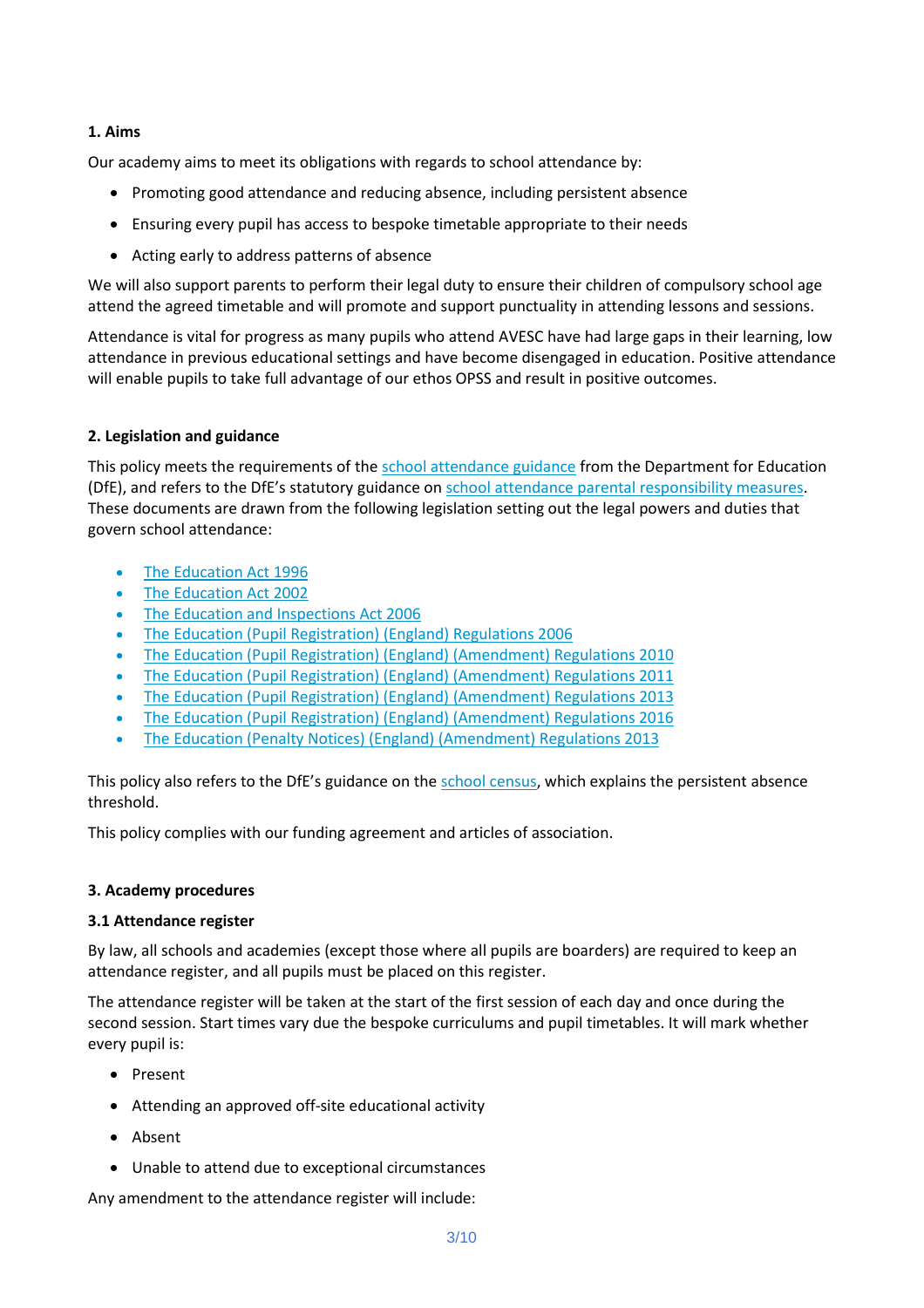## 1. Aims

Our academy aims to meet its obligations with regards to school attendance by:

- Promoting good attendance and reducing absence, including persistent absence
- Ensuring every pupil has access to bespoke timetable appropriate to their needs
- Acting early to address patterns of absence

We will also support parents to perform their legal duty to ensure their children of compulsory school age attend the agreed timetable and will promote and support punctuality in attending lessons and sessions.

Attendance is vital for progress as many pupils who attend AVESC have had large gaps in their learning, low attendance in previous educational settings and have become disengaged in education. Positive attendance will enable pupils to take full advantage of our ethos OPSS and result in positive outcomes.

## 2. Legislation and guidance

This policy meets the requirements of the school attendance guidance from the Department for Education (DfE), and refers to the DfE's statutory guidance on school attendance parental responsibility measures. These documents are drawn from the following legislation setting out the legal powers and duties that govern school attendance:

- The Education Act 1996
- The Education Act 2002
- The Education and Inspections Act 2006
- The Education (Pupil Registration) (England) Regulations 2006
- The Education (Pupil Registration) (England) (Amendment) Regulations 2010
- The Education (Pupil Registration) (England) (Amendment) Regulations 2011
- The Education (Pupil Registration) (England) (Amendment) Regulations 2013
- The Education (Pupil Registration) (England) (Amendment) Regulations 2016
- The Education (Penalty Notices) (England) (Amendment) Regulations 2013

This policy also refers to the DfE's guidance on the school census, which explains the persistent absence threshold.

This policy complies with our funding agreement and articles of association.

## 3. Academy procedures

### 3.1 Attendance register

By law, all schools and academies (except those where all pupils are boarders) are required to keep an attendance register, and all pupils must be placed on this register.

The attendance register will be taken at the start of the first session of each day and once during the second session. Start times vary due the bespoke curriculums and pupil timetables. It will mark whether every pupil is:

- Present
- Attending an approved off-site educational activity
- Absent
- Unable to attend due to exceptional circumstances

Any amendment to the attendance register will include: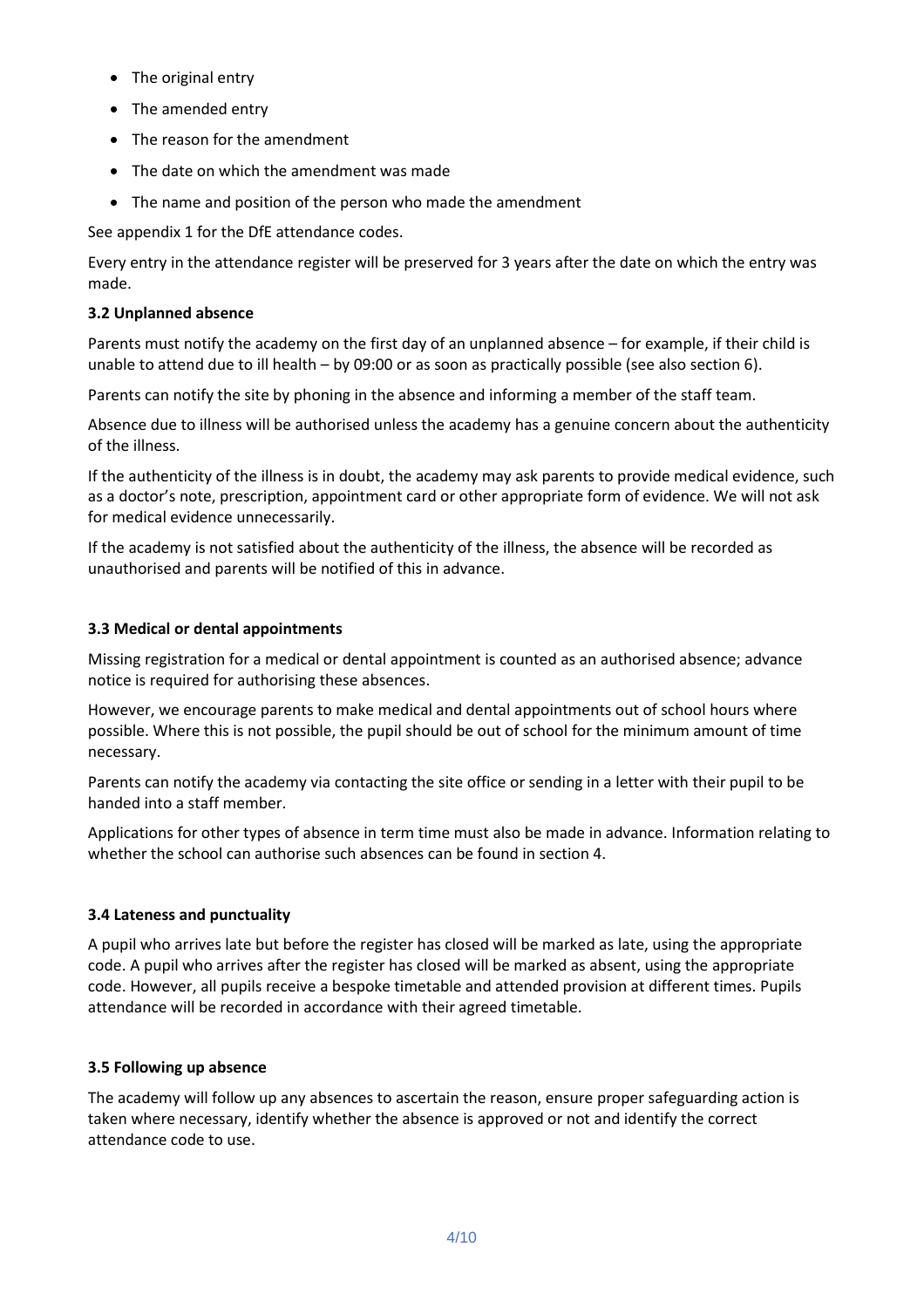- The original entry
- The amended entry
- The reason for the amendment
- The date on which the amendment was made
- The name and position of the person who made the amendment

See appendix 1 for the DfE attendance codes.

Every entry in the attendance register will be preserved for 3 years after the date on which the entry was made.

**3.2 Unplanned absence**

Parents must notify the academy on the first day of an unplanned absence – for example, if their child is unable to attend due to ill health – by 09:00 or as soon as practically possible (see also section 6).

Parents can notify the site by phoning in the absence and informing a member of the staff team.

Absence due to illness will be authorised unless the academy has a genuine concern about the authenticity of the illness.

If the authenticity of the illness is in doubt, the academy may ask parents to provide medical evidence, such as a doctor's note, prescription, appointment card or other appropriate form of evidence. We will not ask for medical evidence unnecessarily.

If the academy is not satisfied about the authenticity of the illness, the absence will be recorded as unauthorised and parents will be notified of this in advance.

**3.3 Medical or dental appointments**

Missing registration for a medical or dental appointment is counted as an authorised absence; advance notice is required for authorising these absences.

However, we encourage parents to make medical and dental appointments out of school hours where possible. Where this is not possible, the pupil should be out of school for the minimum amount of time necessary.

Parents can notify the academy via contacting the site office or sending in a letter with their pupil to be handed into a staff member.

Applications for other types of absence in term time must also be made in advance. Information relating to whether the school can authorise such absences can be found in section 4.

**3.4 Lateness and punctuality**

A pupil who arrives late but before the register has closed will be marked as late, using the appropriate code. A pupil who arrives after the register has closed will be marked as absent, using the appropriate code. However, all pupils receive a bespoke timetable and attended provision at different times. Pupils attendance will be recorded in accordance with their agreed timetable.

**3.5 Following up absence**

The academy will follow up any absences to ascertain the reason, ensure proper safeguarding action is taken where necessary, identify whether the absence is approved or not and identify the correct attendance code to use.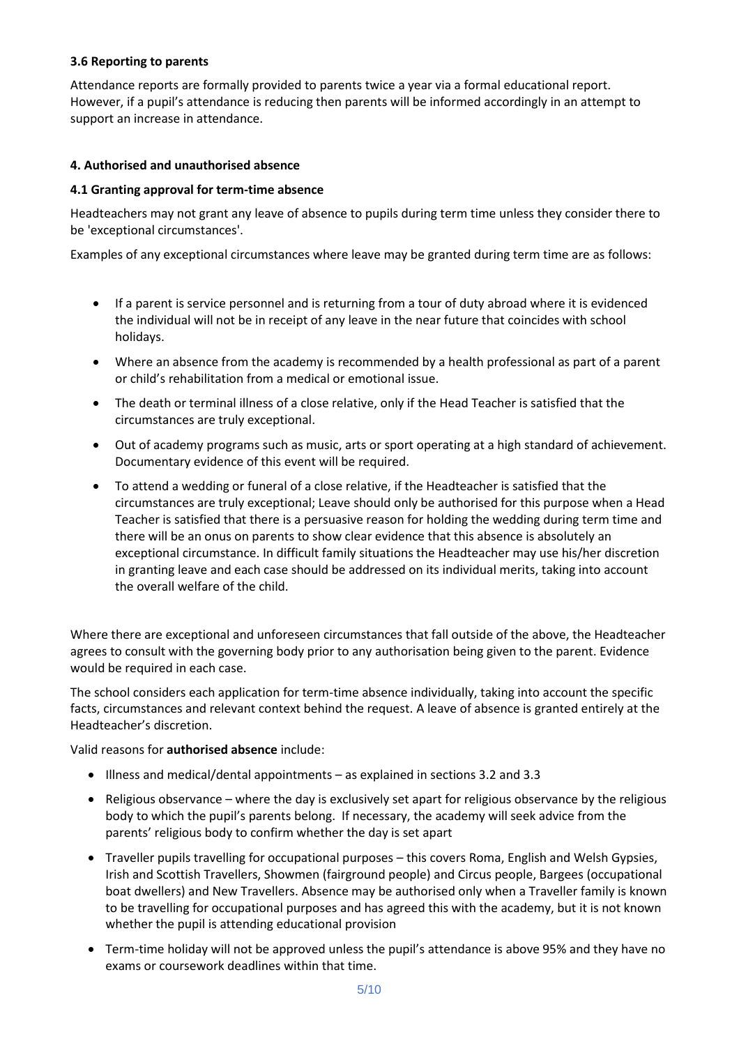### 3.6 Reporting to parents

Attendance reports are formally provided to parents twice a year via a formal educational report. However, if a pupil's attendance is reducing then parents will be informed accordingly in an attempt to support an increase in attendance.

## 4. Authorised and unauthorised absence

### 4.1 Granting approval for term-time absence

Headteachers may not grant any leave of absence to pupils during term time unless they consider there to be 'exceptional circumstances'.

Examples of any exceptional circumstances where leave may be granted during term time are as follows:

- If a parent is service personnel and is returning from a tour of duty abroad where it is evidenced the individual will not be in receipt of any leave in the near future that coincides with school holidays.
- Where an absence from the academy is recommended by a health professional as part of a parent or child's rehabilitation from a medical or emotional issue.
- The death or terminal illness of a close relative, only if the Head Teacher is satisfied that the circumstances are truly exceptional.
- Out of academy programs such as music, arts or sport operating at a high standard of achievement. Documentary evidence of this event will be required.
- To attend a wedding or funeral of a close relative, if the Headteacher is satisfied that the circumstances are truly exceptional; Leave should only be authorised for this purpose when a Head Teacher is satisfied that there is a persuasive reason for holding the wedding during term time and there will be an onus on parents to show clear evidence that this absence is absolutely an exceptional circumstance. In difficult family situations the Headteacher may use his/her discretion in granting leave and each case should be addressed on its individual merits, taking into account the overall welfare of the child.

Where there are exceptional and unforeseen circumstances that fall outside of the above, the Headteacher agrees to consult with the governing body prior to any authorisation being given to the parent. Evidence would be required in each case.

The school considers each application for term-time absence individually, taking into account the specific facts, circumstances and relevant context behind the request. A leave of absence is granted entirely at the Headteacher's discretion.

Valid reasons for **authorised absence** include:

- Illness and medical/dental appointments – as explained in sections 3.2 and 3.3
- Religious observance – where the day is exclusively set apart for religious observance by the religious body to which the pupil's parents belong. If necessary, the academy will seek advice from the parents' religious body to confirm whether the day is set apart
- Traveller pupils travelling for occupational purposes – this covers Roma, English and Welsh Gypsies, Irish and Scottish Travellers, Showmen (fairground people) and Circus people, Bargees (occupational boat dwellers) and New Travellers. Absence may be authorised only when a Traveller family is known to be travelling for occupational purposes and has agreed this with the academy, but it is not known whether the pupil is attending educational provision
- Term-time holiday will not be approved unless the pupil's attendance is above 95% and they have no exams or coursework deadlines within that time.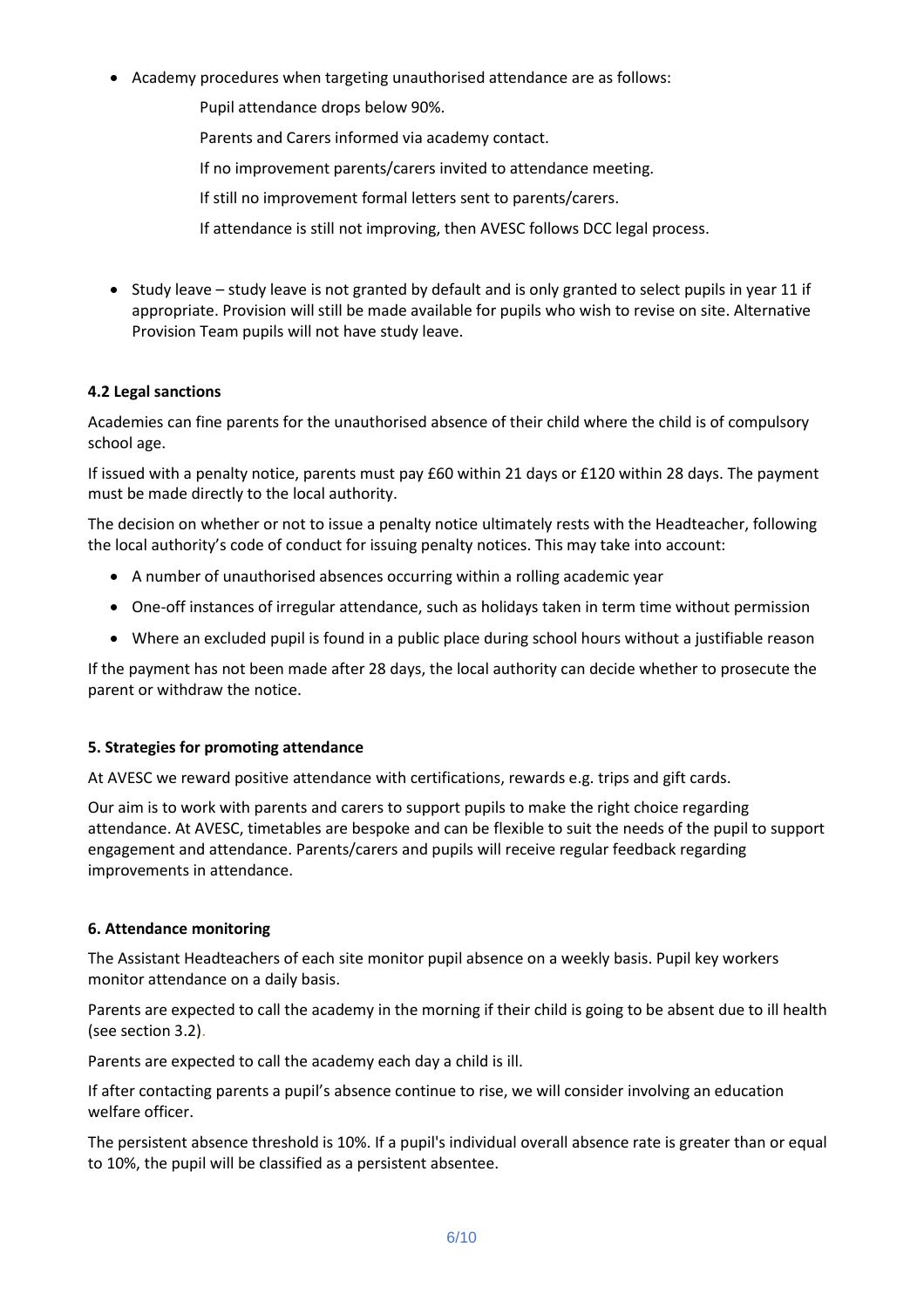- Academy procedures when targeting unauthorised attendance are as follows:

  Pupil attendance drops below 90%.

  Parents and Carers informed via academy contact.

  If no improvement parents/carers invited to attendance meeting.

  If still no improvement formal letters sent to parents/carers.

  If attendance is still not improving, then AVESC follows DCC legal process.

- Study leave – study leave is not granted by default and is only granted to select pupils in year 11 if appropriate. Provision will still be made available for pupils who wish to revise on site. Alternative Provision Team pupils will not have study leave.

**4.2 Legal sanctions**

Academies can fine parents for the unauthorised absence of their child where the child is of compulsory school age.

If issued with a penalty notice, parents must pay £60 within 21 days or £120 within 28 days. The payment must be made directly to the local authority.

The decision on whether or not to issue a penalty notice ultimately rests with the Headteacher, following the local authority's code of conduct for issuing penalty notices. This may take into account:

- A number of unauthorised absences occurring within a rolling academic year
- One-off instances of irregular attendance, such as holidays taken in term time without permission
- Where an excluded pupil is found in a public place during school hours without a justifiable reason

If the payment has not been made after 28 days, the local authority can decide whether to prosecute the parent or withdraw the notice.

**5. Strategies for promoting attendance**

At AVESC we reward positive attendance with certifications, rewards e.g. trips and gift cards.

Our aim is to work with parents and carers to support pupils to make the right choice regarding attendance. At AVESC, timetables are bespoke and can be flexible to suit the needs of the pupil to support engagement and attendance. Parents/carers and pupils will receive regular feedback regarding improvements in attendance.

**6. Attendance monitoring**

The Assistant Headteachers of each site monitor pupil absence on a weekly basis. Pupil key workers monitor attendance on a daily basis.

Parents are expected to call the academy in the morning if their child is going to be absent due to ill health (see section 3.2).

Parents are expected to call the academy each day a child is ill.

If after contacting parents a pupil's absence continue to rise, we will consider involving an education welfare officer.

The persistent absence threshold is 10%. If a pupil's individual overall absence rate is greater than or equal to 10%, the pupil will be classified as a persistent absentee.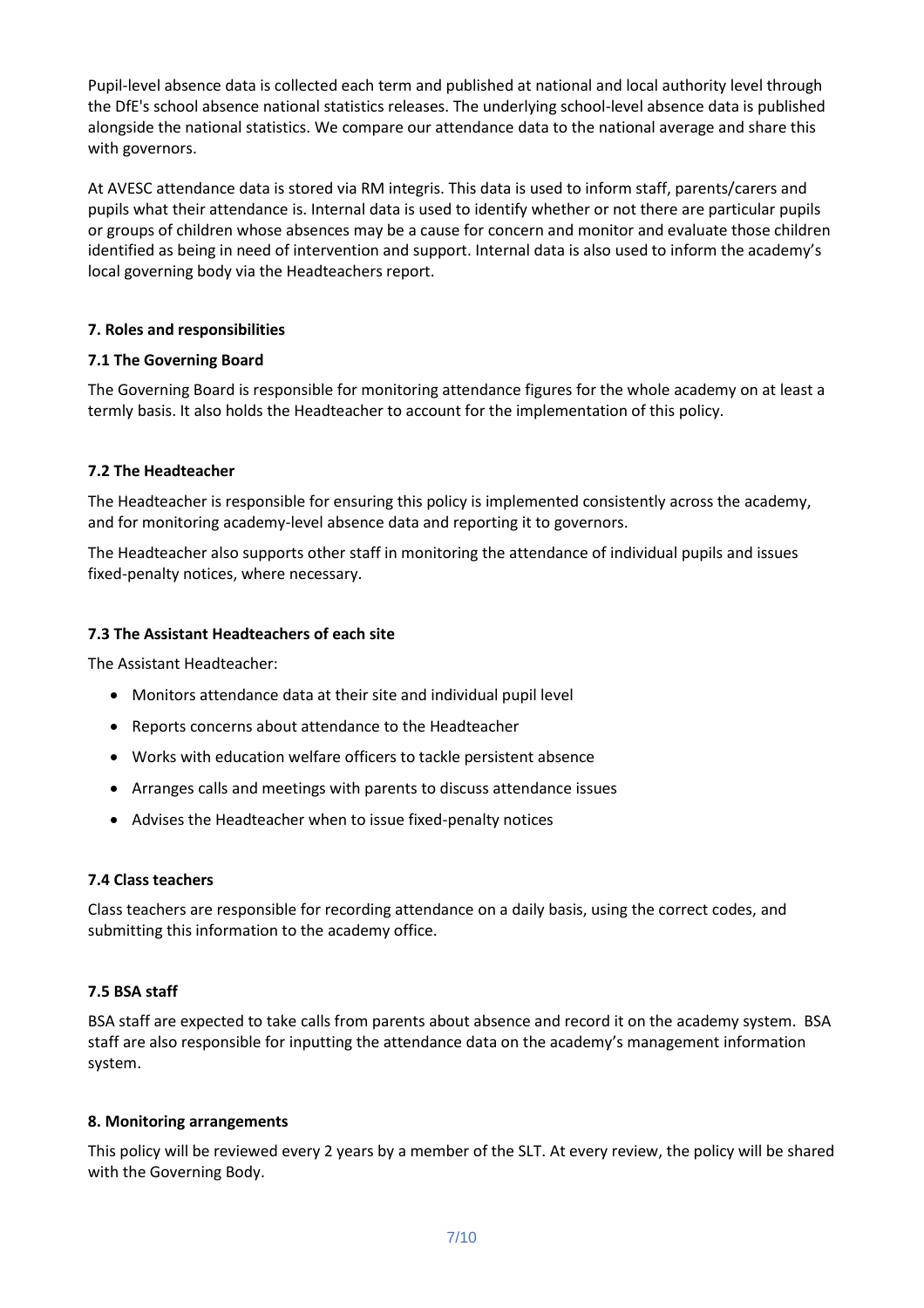Pupil-level absence data is collected each term and published at national and local authority level through the DfE's school absence national statistics releases. The underlying school-level absence data is published alongside the national statistics. We compare our attendance data to the national average and share this with governors.

At AVESC attendance data is stored via RM integris. This data is used to inform staff, parents/carers and pupils what their attendance is. Internal data is used to identify whether or not there are particular pupils or groups of children whose absences may be a cause for concern and monitor and evaluate those children identified as being in need of intervention and support. Internal data is also used to inform the academy's local governing body via the Headteachers report.

## 7. Roles and responsibilities

### 7.1 The Governing Board

The Governing Board is responsible for monitoring attendance figures for the whole academy on at least a termly basis. It also holds the Headteacher to account for the implementation of this policy.

### 7.2 The Headteacher

The Headteacher is responsible for ensuring this policy is implemented consistently across the academy, and for monitoring academy-level absence data and reporting it to governors.

The Headteacher also supports other staff in monitoring the attendance of individual pupils and issues fixed-penalty notices, where necessary.

### 7.3 The Assistant Headteachers of each site

The Assistant Headteacher:

- Monitors attendance data at their site and individual pupil level
- Reports concerns about attendance to the Headteacher
- Works with education welfare officers to tackle persistent absence
- Arranges calls and meetings with parents to discuss attendance issues
- Advises the Headteacher when to issue fixed-penalty notices

### 7.4 Class teachers

Class teachers are responsible for recording attendance on a daily basis, using the correct codes, and submitting this information to the academy office.

### 7.5 BSA staff

BSA staff are expected to take calls from parents about absence and record it on the academy system. BSA staff are also responsible for inputting the attendance data on the academy's management information system.

## 8. Monitoring arrangements

This policy will be reviewed every 2 years by a member of the SLT. At every review, the policy will be shared with the Governing Body.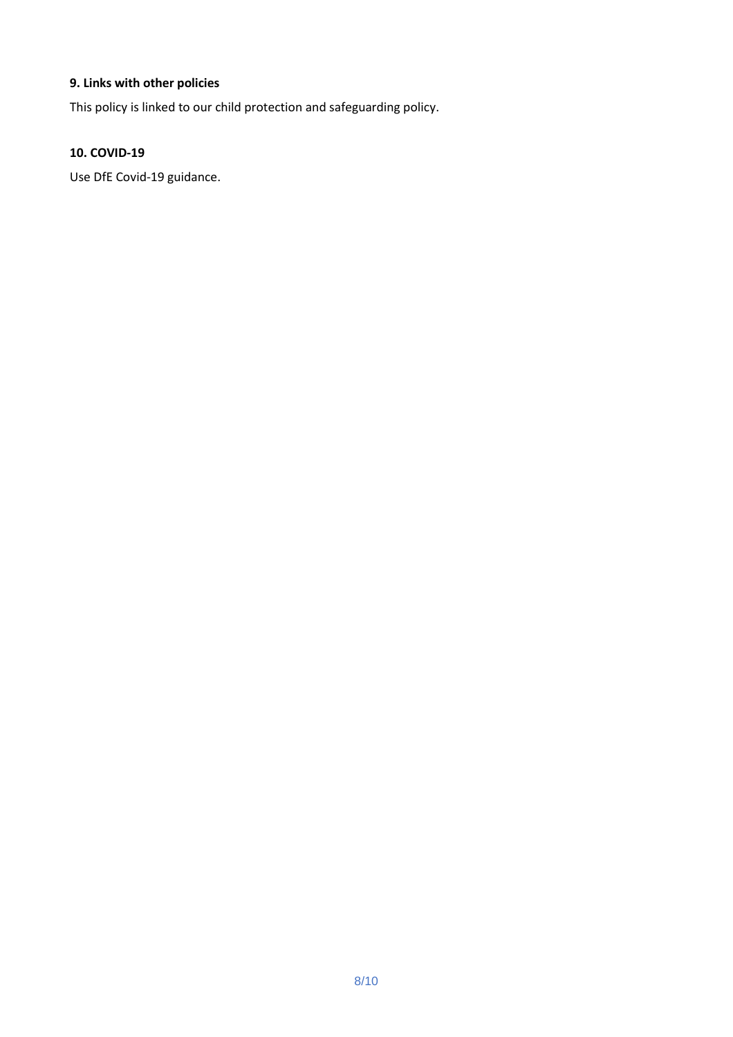**9. Links with other policies**

This policy is linked to our child protection and safeguarding policy.

**10. COVID-19**

Use DfE Covid-19 guidance.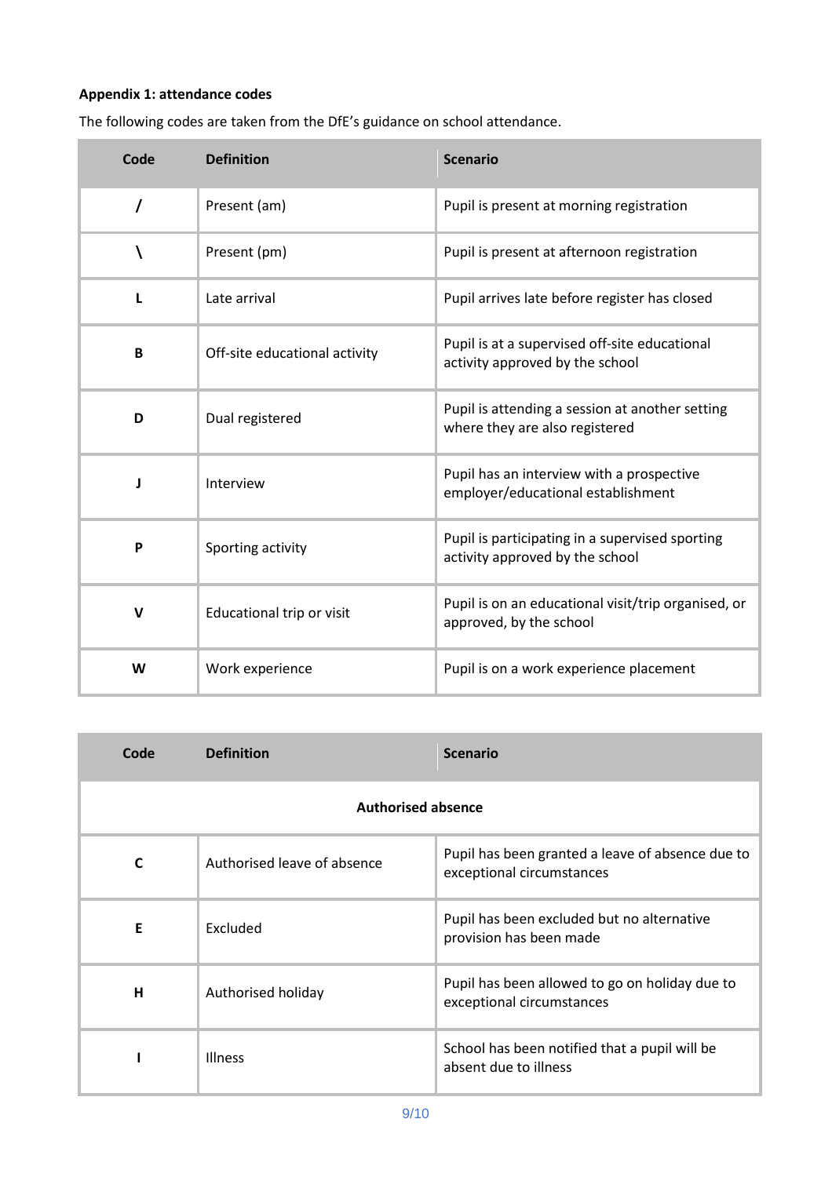**Appendix 1: attendance codes**

The following codes are taken from the DfE's guidance on school attendance.

| Code | Definition | Scenario |
|---|---|---|
| / | Present (am) | Pupil is present at morning registration |
| \ | Present (pm) | Pupil is present at afternoon registration |
| L | Late arrival | Pupil arrives late before register has closed |
| B | Off-site educational activity | Pupil is at a supervised off-site educational activity approved by the school |
| D | Dual registered | Pupil is attending a session at another setting where they are also registered |
| J | Interview | Pupil has an interview with a prospective employer/educational establishment |
| P | Sporting activity | Pupil is participating in a supervised sporting activity approved by the school |
| V | Educational trip or visit | Pupil is on an educational visit/trip organised, or approved, by the school |
| W | Work experience | Pupil is on a work experience placement |

| Code | Definition | Scenario |
|---|---|---|
| **Authorised absence** | | |
| C | Authorised leave of absence | Pupil has been granted a leave of absence due to exceptional circumstances |
| E | Excluded | Pupil has been excluded but no alternative provision has been made |
| H | Authorised holiday | Pupil has been allowed to go on holiday due to exceptional circumstances |
| I | Illness | School has been notified that a pupil will be absent due to illness |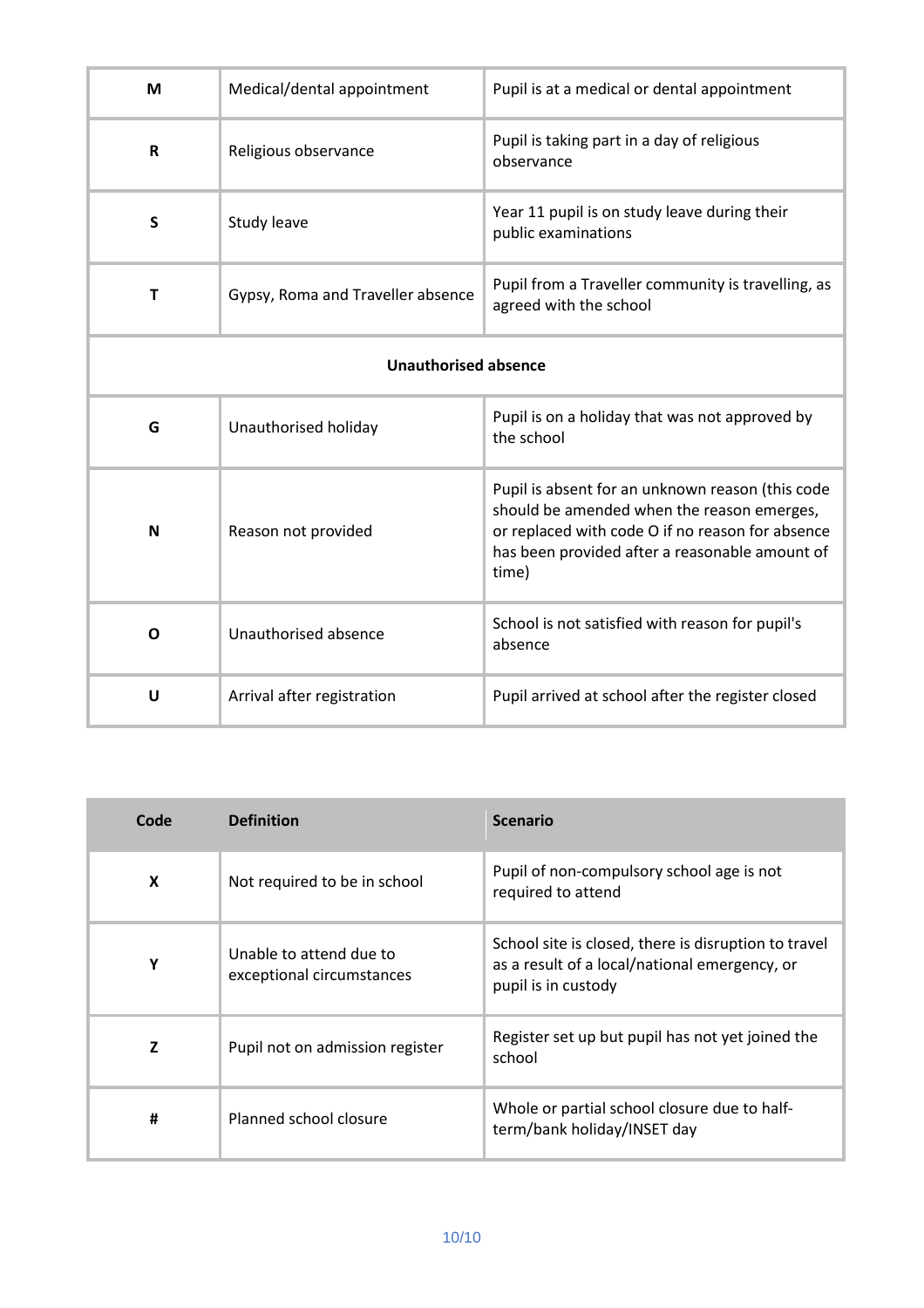| | | |
|---|---|---|
| **M** | Medical/dental appointment | Pupil is at a medical or dental appointment |
| **R** | Religious observance | Pupil is taking part in a day of religious observance |
| **S** | Study leave | Year 11 pupil is on study leave during their public examinations |
| **T** | Gypsy, Roma and Traveller absence | Pupil from a Traveller community is travelling, as agreed with the school |
| | **Unauthorised absence** | |
| **G** | Unauthorised holiday | Pupil is on a holiday that was not approved by the school |
| **N** | Reason not provided | Pupil is absent for an unknown reason (this code should be amended when the reason emerges, or replaced with code O if no reason for absence has been provided after a reasonable amount of time) |
| **O** | Unauthorised absence | School is not satisfied with reason for pupil's absence |
| **U** | Arrival after registration | Pupil arrived at school after the register closed |

| Code | Definition | Scenario |
|---|---|---|
| **X** | Not required to be in school | Pupil of non-compulsory school age is not required to attend |
| **Y** | Unable to attend due to exceptional circumstances | School site is closed, there is disruption to travel as a result of a local/national emergency, or pupil is in custody |
| **Z** | Pupil not on admission register | Register set up but pupil has not yet joined the school |
| **#** | Planned school closure | Whole or partial school closure due to half-term/bank holiday/INSET day |